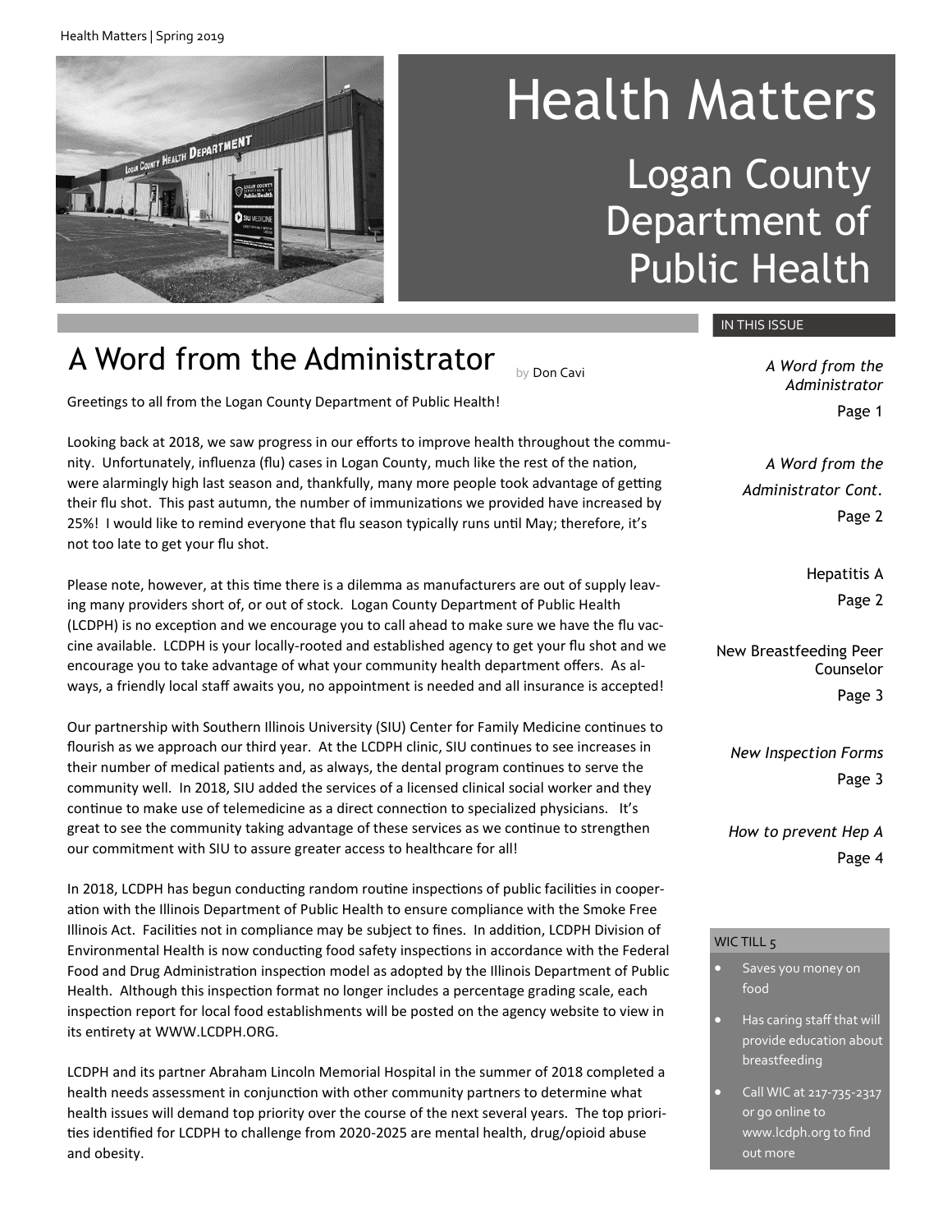# Health Matters

## Logan County Department of Public Health

## A Word from the Administrator

by Don Cavi

Greetings to all from the Logan County Department of Public Health!

Looking back at 2018, we saw progress in our efforts to improve health throughout the community. Unfortunately, influenza (flu) cases in Logan County, much like the rest of the nation, were alarmingly high last season and, thankfully, many more people took advantage of getting their flu shot. This past autumn, the number of immunizations we provided have increased by 25%! I would like to remind everyone that flu season typically runs until May; therefore, it's not too late to get your flu shot.

Please note, however, at this time there is a dilemma as manufacturers are out of supply leaving many providers short of, or out of stock. Logan County Department of Public Health (LCDPH) is no exception and we encourage you to call ahead to make sure we have the flu vaccine available. LCDPH is your locally-rooted and established agency to get your flu shot and we encourage you to take advantage of what your community health department offers. As always, a friendly local staff awaits you, no appointment is needed and all insurance is accepted!

Our partnership with Southern Illinois University (SIU) Center for Family Medicine continues to flourish as we approach our third year. At the LCDPH clinic, SIU continues to see increases in their number of medical patients and, as always, the dental program continues to serve the community well. In 2018, SIU added the services of a licensed clinical social worker and they continue to make use of telemedicine as a direct connection to specialized physicians. It's great to see the community taking advantage of these services as we continue to strengthen our commitment with SIU to assure greater access to healthcare for all!

In 2018, LCDPH has begun conducting random routine inspections of public facilities in cooperation with the Illinois Department of Public Health to ensure compliance with the Smoke Free Illinois Act. Facilities not in compliance may be subject to fines. In addition, LCDPH Division of Environmental Health is now conducting food safety inspections in accordance with the Federal Food and Drug Administration inspection model as adopted by the Illinois Department of Public Health. Although this inspection format no longer includes a percentage grading scale, each inspection report for local food establishments will be posted on the agency website to view in its entirety at WWW.LCDPH.ORG.

LCDPH and its partner Abraham Lincoln Memorial Hospital in the summer of 2018 completed a health needs assessment in conjunction with other community partners to determine what health issues will demand top priority over the course of the next several years. The top priorities identified for LCDPH to challenge from 2020-2025 are mental health, drug/opioid abuse and obesity.

### IN THIS ISSUE

*A Word from the Administrator* — Page 1

*A Word from the Administrator Cont.* — Page 2

Hepatitis A — Page 2

New Breastfeeding Peer Counselor — Page 3

*New Inspection Forms* — Page 3

*How to prevent Hep A* — Page 4

### WIC TILL 5

- Saves you money on food
- Has caring staff that will provide education about breastfeeding
- Call WIC at 217-735-2317 or go online to www.lcdph.org to find out more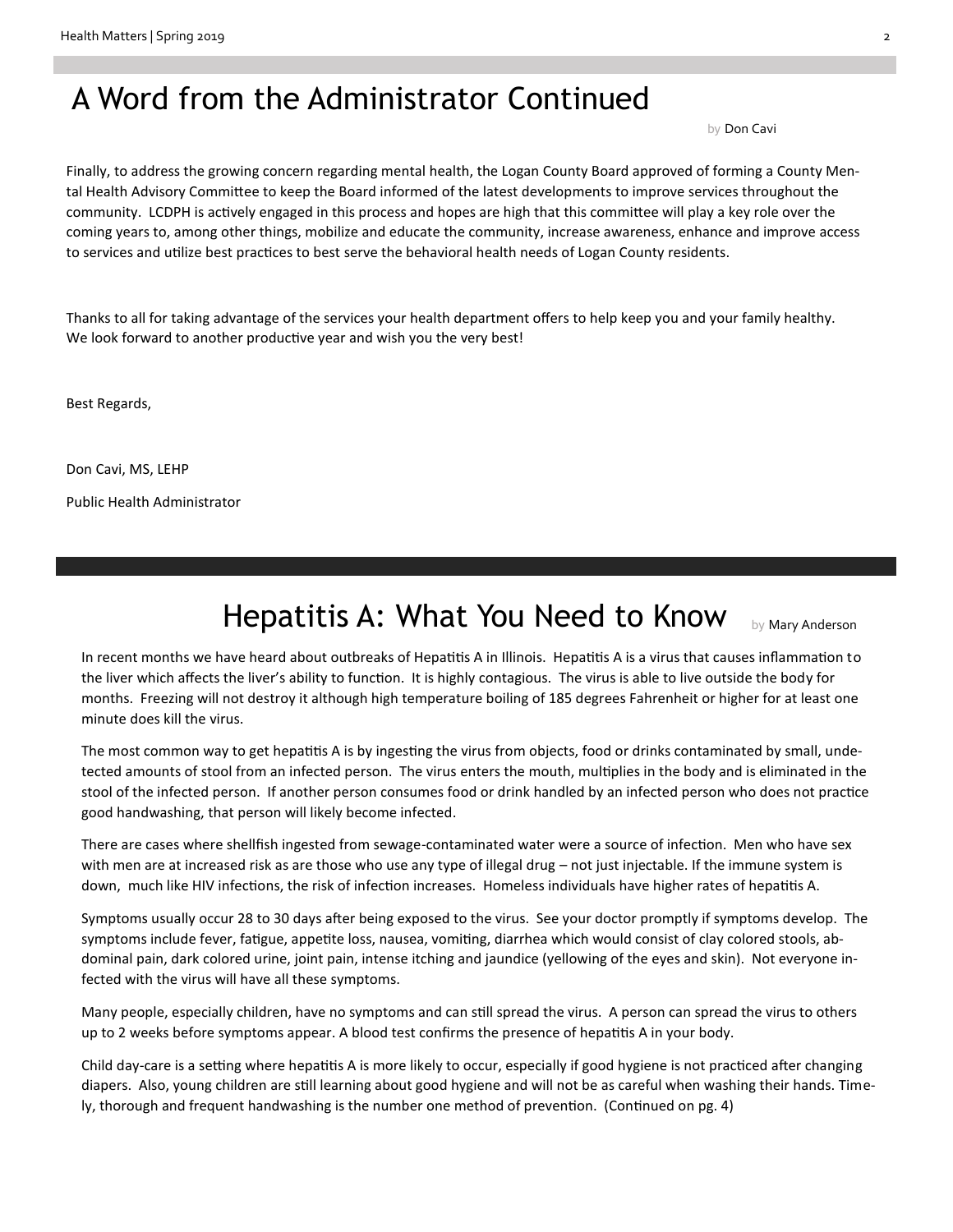## A Word from the Administrator Continued

by Don Cavi

Finally, to address the growing concern regarding mental health, the Logan County Board approved of forming a County Mental Health Advisory Committee to keep the Board informed of the latest developments to improve services throughout the community. LCDPH is actively engaged in this process and hopes are high that this committee will play a key role over the coming years to, among other things, mobilize and educate the community, increase awareness, enhance and improve access to services and utilize best practices to best serve the behavioral health needs of Logan County residents.

Thanks to all for taking advantage of the services your health department offers to help keep you and your family healthy. We look forward to another productive year and wish you the very best!

Best Regards,

Don Cavi, MS, LEHP

Public Health Administrator

## Hepatitis A: What You Need to Know

by Mary Anderson

In recent months we have heard about outbreaks of Hepatitis A in Illinois. Hepatitis A is a virus that causes inflammation to the liver which affects the liver's ability to function. It is highly contagious. The virus is able to live outside the body for months. Freezing will not destroy it although high temperature boiling of 185 degrees Fahrenheit or higher for at least one minute does kill the virus.

The most common way to get hepatitis A is by ingesting the virus from objects, food or drinks contaminated by small, undetected amounts of stool from an infected person. The virus enters the mouth, multiplies in the body and is eliminated in the stool of the infected person. If another person consumes food or drink handled by an infected person who does not practice good handwashing, that person will likely become infected.

There are cases where shellfish ingested from sewage-contaminated water were a source of infection. Men who have sex with men are at increased risk as are those who use any type of illegal drug – not just injectable. If the immune system is down, much like HIV infections, the risk of infection increases. Homeless individuals have higher rates of hepatitis A.

Symptoms usually occur 28 to 30 days after being exposed to the virus. See your doctor promptly if symptoms develop. The symptoms include fever, fatigue, appetite loss, nausea, vomiting, diarrhea which would consist of clay colored stools, abdominal pain, dark colored urine, joint pain, intense itching and jaundice (yellowing of the eyes and skin). Not everyone infected with the virus will have all these symptoms.

Many people, especially children, have no symptoms and can still spread the virus. A person can spread the virus to others up to 2 weeks before symptoms appear. A blood test confirms the presence of hepatitis A in your body.

Child day-care is a setting where hepatitis A is more likely to occur, especially if good hygiene is not practiced after changing diapers. Also, young children are still learning about good hygiene and will not be as careful when washing their hands. Timely, thorough and frequent handwashing is the number one method of prevention. (Continued on pg. 4)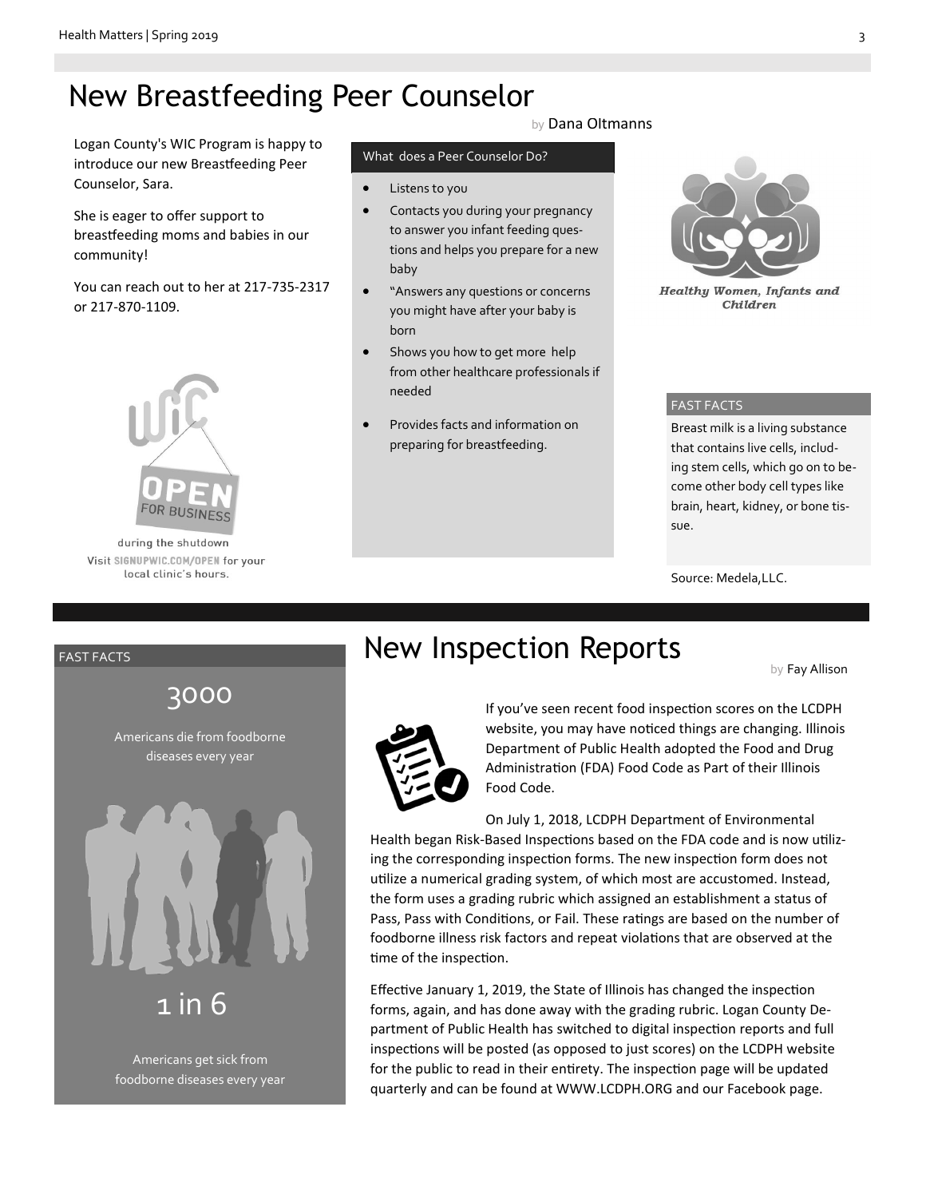# New Breastfeeding Peer Counselor

by Dana Oltmanns

Logan County's WIC Program is happy to introduce our new Breastfeeding Peer Counselor, Sara.

She is eager to offer support to breastfeeding moms and babies in our community!

You can reach out to her at 217-735-2317 or 217-870-1109.

during the shutdown
Visit SIGNUPWIC.COM/OPEN for your local clinic's hours.

**What does a Peer Counselor Do?**

- Listens to you
- Contacts you during your pregnancy to answer you infant feeding questions and helps you prepare for a new baby
- "Answers any questions or concerns you might have after your baby is born
- Shows you how to get more help from other healthcare professionals if needed
- Provides facts and information on preparing for breastfeeding.

*Healthy Women, Infants and Children*

**FAST FACTS**

Breast milk is a living substance that contains live cells, including stem cells, which go on to become other body cell types like brain, heart, kidney, or bone tissue.

Source: Medela,LLC.

# New Inspection Reports

by Fay Allison

If you've seen recent food inspection scores on the LCDPH website, you may have noticed things are changing. Illinois Department of Public Health adopted the Food and Drug Administration (FDA) Food Code as Part of their Illinois Food Code.

On July 1, 2018, LCDPH Department of Environmental Health began Risk-Based Inspections based on the FDA code and is now utilizing the corresponding inspection forms. The new inspection form does not utilize a numerical grading system, of which most are accustomed. Instead, the form uses a grading rubric which assigned an establishment a status of Pass, Pass with Conditions, or Fail. These ratings are based on the number of foodborne illness risk factors and repeat violations that are observed at the time of the inspection.

Effective January 1, 2019, the State of Illinois has changed the inspection forms, again, and has done away with the grading rubric. Logan County Department of Public Health has switched to digital inspection reports and full inspections will be posted (as opposed to just scores) on the LCDPH website for the public to read in their entirety. The inspection page will be updated quarterly and can be found at WWW.LCDPH.ORG and our Facebook page.

**FAST FACTS**

**3000**

Americans die from foodborne diseases every year

**1 in 6**

Americans get sick from foodborne diseases every year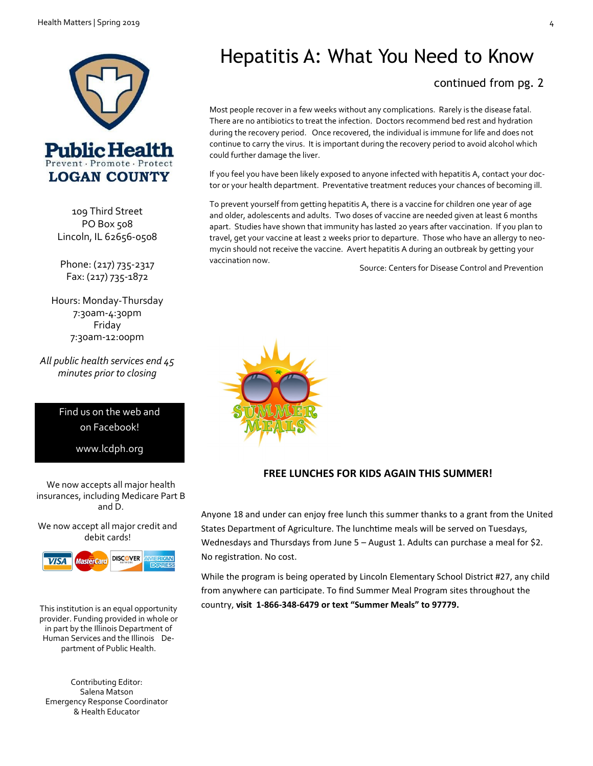# Hepatitis A: What You Need to Know

continued from pg. 2

Most people recover in a few weeks without any complications. Rarely is the disease fatal. There are no antibiotics to treat the infection. Doctors recommend bed rest and hydration during the recovery period. Once recovered, the individual is immune for life and does not continue to carry the virus. It is important during the recovery period to avoid alcohol which could further damage the liver.

If you feel you have been likely exposed to anyone infected with hepatitis A, contact your doctor or your health department. Preventative treatment reduces your chances of becoming ill.

To prevent yourself from getting hepatitis A, there is a vaccine for children one year of age and older, adolescents and adults. Two doses of vaccine are needed given at least 6 months apart. Studies have shown that immunity has lasted 20 years after vaccination. If you plan to travel, get your vaccine at least 2 weeks prior to departure. Those who have an allergy to neomycin should not receive the vaccine. Avert hepatitis A during an outbreak by getting your vaccination now.

Source: Centers for Disease Control and Prevention

SUMMER MEALS

**FREE LUNCHES FOR KIDS AGAIN THIS SUMMER!**

Anyone 18 and under can enjoy free lunch this summer thanks to a grant from the United States Department of Agriculture. The lunchtime meals will be served on Tuesdays, Wednesdays and Thursdays from June 5 – August 1. Adults can purchase a meal for $2. No registration. No cost.

While the program is being operated by Lincoln Elementary School District #27, any child from anywhere can participate. To find Summer Meal Program sites throughout the country, **visit 1-866-348-6479 or text "Summer Meals" to 97779.**

**Public Health**
Prevent · Promote · Protect
**LOGAN COUNTY**

109 Third Street
PO Box 508
Lincoln, IL 62656-0508

Phone: (217) 735-2317
Fax: (217) 735-1872

Hours: Monday-Thursday
7:30am-4:30pm
Friday
7:30am-12:00pm

*All public health services end 45 minutes prior to closing*

Find us on the web and on Facebook!

www.lcdph.org

We now accepts all major health insurances, including Medicare Part B and D.

We now accept all major credit and debit cards!

VISA · MasterCard · DISCOVER · AMERICAN EXPRESS

This institution is an equal opportunity provider. Funding provided in whole or in part by the Illinois Department of Human Services and the Illinois Department of Public Health.

Contributing Editor:
Salena Matson
Emergency Response Coordinator
& Health Educator